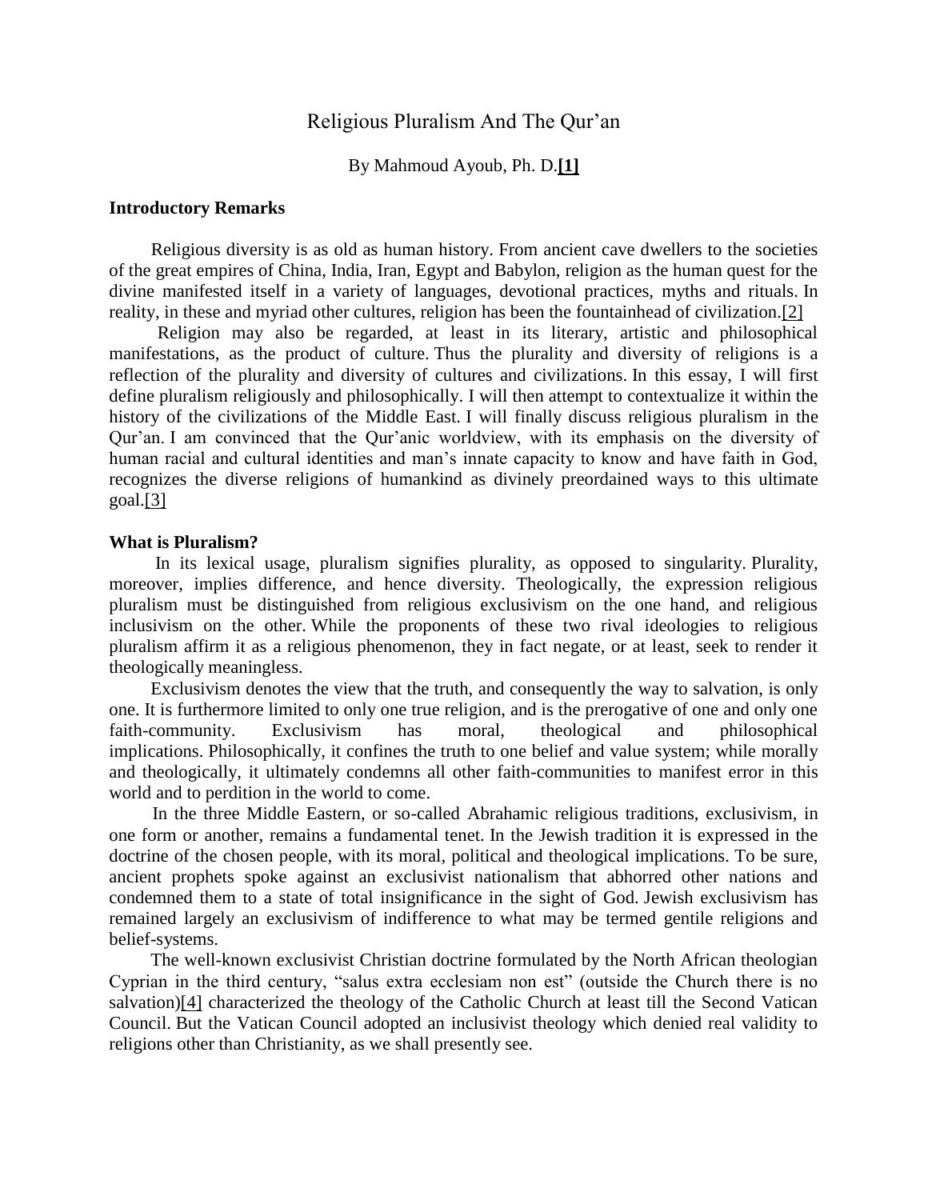# Religious Pluralism And The Qur'an

By Mahmoud Ayoub, Ph. D.**[1]**

### Introductory Remarks

Religious diversity is as old as human history. From ancient cave dwellers to the societies of the great empires of China, India, Iran, Egypt and Babylon, religion as the human quest for the divine manifested itself in a variety of languages, devotional practices, myths and rituals. In reality, in these and myriad other cultures, religion has been the fountainhead of civilization.[2]

Religion may also be regarded, at least in its literary, artistic and philosophical manifestations, as the product of culture. Thus the plurality and diversity of religions is a reflection of the plurality and diversity of cultures and civilizations. In this essay, I will first define pluralism religiously and philosophically. I will then attempt to contextualize it within the history of the civilizations of the Middle East. I will finally discuss religious pluralism in the Qur'an. I am convinced that the Qur'anic worldview, with its emphasis on the diversity of human racial and cultural identities and man's innate capacity to know and have faith in God, recognizes the diverse religions of humankind as divinely preordained ways to this ultimate goal.[3]

### What is Pluralism?

In its lexical usage, pluralism signifies plurality, as opposed to singularity. Plurality, moreover, implies difference, and hence diversity. Theologically, the expression religious pluralism must be distinguished from religious exclusivism on the one hand, and religious inclusivism on the other. While the proponents of these two rival ideologies to religious pluralism affirm it as a religious phenomenon, they in fact negate, or at least, seek to render it theologically meaningless.

Exclusivism denotes the view that the truth, and consequently the way to salvation, is only one. It is furthermore limited to only one true religion, and is the prerogative of one and only one faith-community. Exclusivism has moral, theological and philosophical implications. Philosophically, it confines the truth to one belief and value system; while morally and theologically, it ultimately condemns all other faith-communities to manifest error in this world and to perdition in the world to come.

In the three Middle Eastern, or so-called Abrahamic religious traditions, exclusivism, in one form or another, remains a fundamental tenet. In the Jewish tradition it is expressed in the doctrine of the chosen people, with its moral, political and theological implications. To be sure, ancient prophets spoke against an exclusivist nationalism that abhorred other nations and condemned them to a state of total insignificance in the sight of God. Jewish exclusivism has remained largely an exclusivism of indifference to what may be termed gentile religions and belief-systems.

The well-known exclusivist Christian doctrine formulated by the North African theologian Cyprian in the third century, "salus extra ecclesiam non est" (outside the Church there is no salvation)[4] characterized the theology of the Catholic Church at least till the Second Vatican Council. But the Vatican Council adopted an inclusivist theology which denied real validity to religions other than Christianity, as we shall presently see.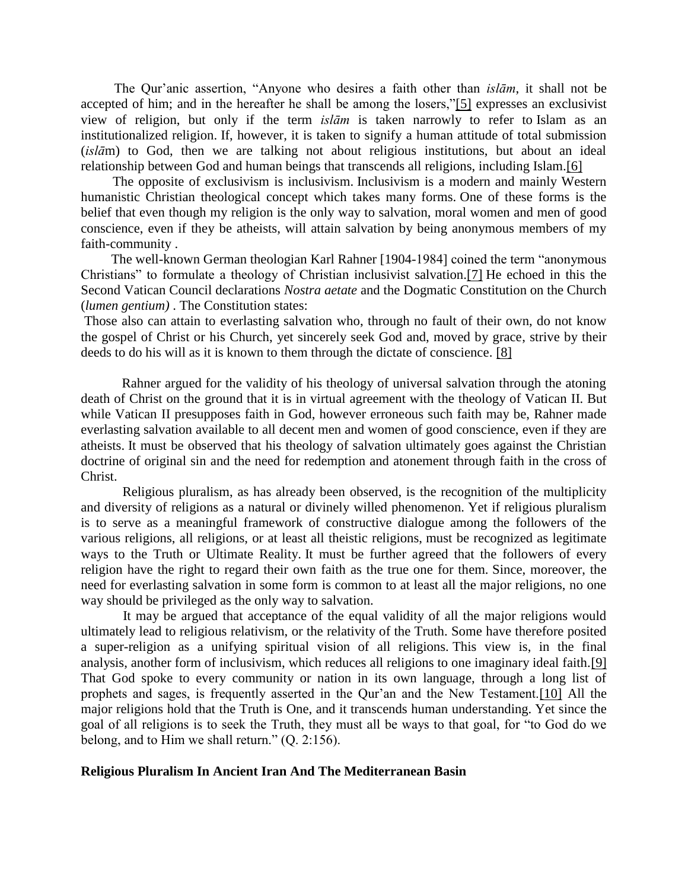The Qur'anic assertion, "Anyone who desires a faith other than *islām*, it shall not be accepted of him; and in the hereafter he shall be among the losers,"[5] expresses an exclusivist view of religion, but only if the term *islām* is taken narrowly to refer to Islam as an institutionalized religion. If, however, it is taken to signify a human attitude of total submission (*islā*m) to God, then we are talking not about religious institutions, but about an ideal relationship between God and human beings that transcends all religions, including Islam.[6]

The opposite of exclusivism is inclusivism. Inclusivism is a modern and mainly Western humanistic Christian theological concept which takes many forms. One of these forms is the belief that even though my religion is the only way to salvation, moral women and men of good conscience, even if they be atheists, will attain salvation by being anonymous members of my faith-community .

The well-known German theologian Karl Rahner [1904-1984] coined the term "anonymous Christians" to formulate a theology of Christian inclusivist salvation.[7] He echoed in this the Second Vatican Council declarations *Nostra aetate* and the Dogmatic Constitution on the Church (*lumen gentium)* . The Constitution states:

Those also can attain to everlasting salvation who, through no fault of their own, do not know the gospel of Christ or his Church, yet sincerely seek God and, moved by grace, strive by their deeds to do his will as it is known to them through the dictate of conscience. [8]

Rahner argued for the validity of his theology of universal salvation through the atoning death of Christ on the ground that it is in virtual agreement with the theology of Vatican II. But while Vatican II presupposes faith in God, however erroneous such faith may be, Rahner made everlasting salvation available to all decent men and women of good conscience, even if they are atheists. It must be observed that his theology of salvation ultimately goes against the Christian doctrine of original sin and the need for redemption and atonement through faith in the cross of Christ.

Religious pluralism, as has already been observed, is the recognition of the multiplicity and diversity of religions as a natural or divinely willed phenomenon. Yet if religious pluralism is to serve as a meaningful framework of constructive dialogue among the followers of the various religions, all religions, or at least all theistic religions, must be recognized as legitimate ways to the Truth or Ultimate Reality. It must be further agreed that the followers of every religion have the right to regard their own faith as the true one for them. Since, moreover, the need for everlasting salvation in some form is common to at least all the major religions, no one way should be privileged as the only way to salvation.

It may be argued that acceptance of the equal validity of all the major religions would ultimately lead to religious relativism, or the relativity of the Truth. Some have therefore posited a super-religion as a unifying spiritual vision of all religions. This view is, in the final analysis, another form of inclusivism, which reduces all religions to one imaginary ideal faith.[9] That God spoke to every community or nation in its own language, through a long list of prophets and sages, is frequently asserted in the Qur'an and the New Testament.[10] All the major religions hold that the Truth is One, and it transcends human understanding. Yet since the goal of all religions is to seek the Truth, they must all be ways to that goal, for "to God do we belong, and to Him we shall return." (Q. 2:156).

## Religious Pluralism In Ancient Iran And The Mediterranean Basin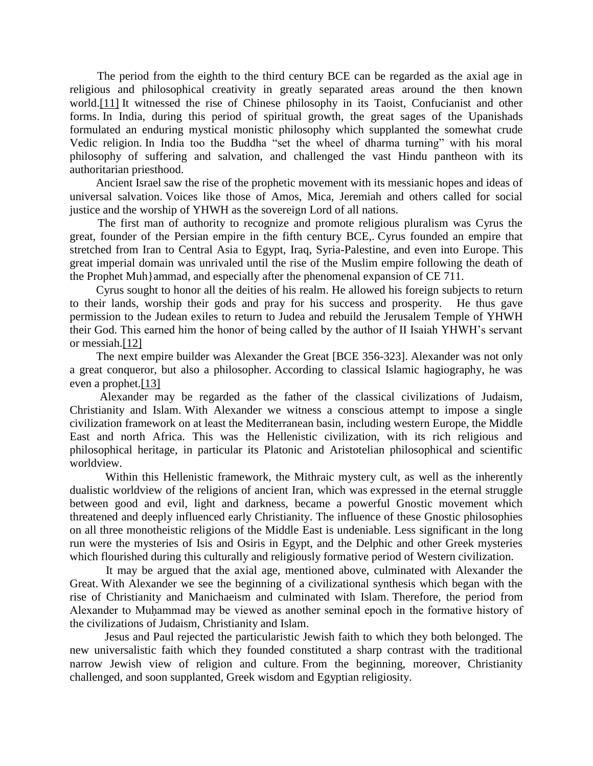The period from the eighth to the third century BCE can be regarded as the axial age in religious and philosophical creativity in greatly separated areas around the then known world.[11] It witnessed the rise of Chinese philosophy in its Taoist, Confucianist and other forms. In India, during this period of spiritual growth, the great sages of the Upanishads formulated an enduring mystical monistic philosophy which supplanted the somewhat crude Vedic religion. In India too the Buddha "set the wheel of dharma turning" with his moral philosophy of suffering and salvation, and challenged the vast Hindu pantheon with its authoritarian priesthood.

Ancient Israel saw the rise of the prophetic movement with its messianic hopes and ideas of universal salvation. Voices like those of Amos, Mica, Jeremiah and others called for social justice and the worship of YHWH as the sovereign Lord of all nations.

The first man of authority to recognize and promote religious pluralism was Cyrus the great, founder of the Persian empire in the fifth century BCE,. Cyrus founded an empire that stretched from Iran to Central Asia to Egypt, Iraq, Syria-Palestine, and even into Europe. This great imperial domain was unrivaled until the rise of the Muslim empire following the death of the Prophet Muh}ammad, and especially after the phenomenal expansion of CE 711.

Cyrus sought to honor all the deities of his realm. He allowed his foreign subjects to return to their lands, worship their gods and pray for his success and prosperity. He thus gave permission to the Judean exiles to return to Judea and rebuild the Jerusalem Temple of YHWH their God. This earned him the honor of being called by the author of II Isaiah YHWH's servant or messiah.[12]

The next empire builder was Alexander the Great [BCE 356-323]. Alexander was not only a great conqueror, but also a philosopher. According to classical Islamic hagiography, he was even a prophet.[13]

Alexander may be regarded as the father of the classical civilizations of Judaism, Christianity and Islam. With Alexander we witness a conscious attempt to impose a single civilization framework on at least the Mediterranean basin, including western Europe, the Middle East and north Africa. This was the Hellenistic civilization, with its rich religious and philosophical heritage, in particular its Platonic and Aristotelian philosophical and scientific worldview.

Within this Hellenistic framework, the Mithraic mystery cult, as well as the inherently dualistic worldview of the religions of ancient Iran, which was expressed in the eternal struggle between good and evil, light and darkness, became a powerful Gnostic movement which threatened and deeply influenced early Christianity. The influence of these Gnostic philosophies on all three monotheistic religions of the Middle East is undeniable. Less significant in the long run were the mysteries of Isis and Osiris in Egypt, and the Delphic and other Greek mysteries which flourished during this culturally and religiously formative period of Western civilization.

It may be argued that the axial age, mentioned above, culminated with Alexander the Great. With Alexander we see the beginning of a civilizational synthesis which began with the rise of Christianity and Manichaeism and culminated with Islam. Therefore, the period from Alexander to Muḥammad may be viewed as another seminal epoch in the formative history of the civilizations of Judaism, Christianity and Islam.

Jesus and Paul rejected the particularistic Jewish faith to which they both belonged. The new universalistic faith which they founded constituted a sharp contrast with the traditional narrow Jewish view of religion and culture. From the beginning, moreover, Christianity challenged, and soon supplanted, Greek wisdom and Egyptian religiosity.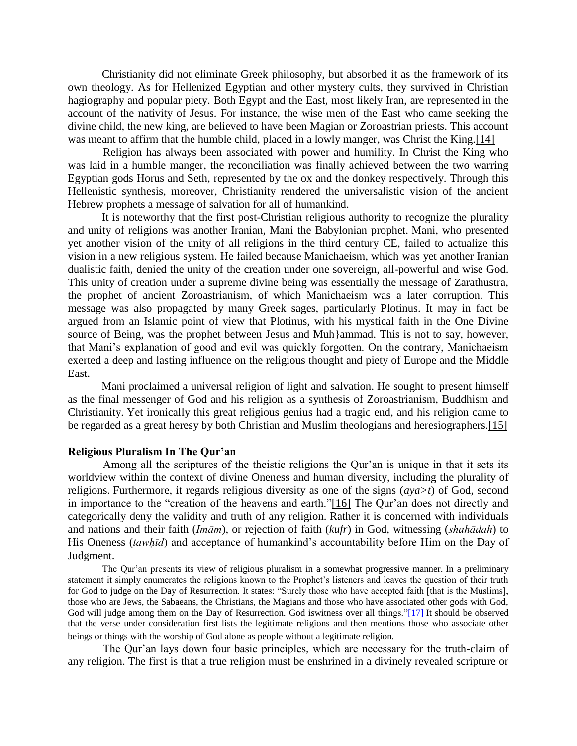Christianity did not eliminate Greek philosophy, but absorbed it as the framework of its own theology. As for Hellenized Egyptian and other mystery cults, they survived in Christian hagiography and popular piety. Both Egypt and the East, most likely Iran, are represented in the account of the nativity of Jesus. For instance, the wise men of the East who came seeking the divine child, the new king, are believed to have been Magian or Zoroastrian priests. This account was meant to affirm that the humble child, placed in a lowly manger, was Christ the King.[14]

Religion has always been associated with power and humility. In Christ the King who was laid in a humble manger, the reconciliation was finally achieved between the two warring Egyptian gods Horus and Seth, represented by the ox and the donkey respectively. Through this Hellenistic synthesis, moreover, Christianity rendered the universalistic vision of the ancient Hebrew prophets a message of salvation for all of humankind.

It is noteworthy that the first post-Christian religious authority to recognize the plurality and unity of religions was another Iranian, Mani the Babylonian prophet. Mani, who presented yet another vision of the unity of all religions in the third century CE, failed to actualize this vision in a new religious system. He failed because Manichaeism, which was yet another Iranian dualistic faith, denied the unity of the creation under one sovereign, all-powerful and wise God. This unity of creation under a supreme divine being was essentially the message of Zarathustra, the prophet of ancient Zoroastrianism, of which Manichaeism was a later corruption. This message was also propagated by many Greek sages, particularly Plotinus. It may in fact be argued from an Islamic point of view that Plotinus, with his mystical faith in the One Divine source of Being, was the prophet between Jesus and Muh}ammad. This is not to say, however, that Mani's explanation of good and evil was quickly forgotten. On the contrary, Manichaeism exerted a deep and lasting influence on the religious thought and piety of Europe and the Middle East.

Mani proclaimed a universal religion of light and salvation. He sought to present himself as the final messenger of God and his religion as a synthesis of Zoroastrianism, Buddhism and Christianity. Yet ironically this great religious genius had a tragic end, and his religion came to be regarded as a great heresy by both Christian and Muslim theologians and heresiographers.[15]

**Religious Pluralism In The Qur'an**

Among all the scriptures of the theistic religions the Qur'an is unique in that it sets its worldview within the context of divine Oneness and human diversity, including the plurality of religions. Furthermore, it regards religious diversity as one of the signs (*aya>t*) of God, second in importance to the "creation of the heavens and earth."[16] The Qur'an does not directly and categorically deny the validity and truth of any religion. Rather it is concerned with individuals and nations and their faith (*Imām*), or rejection of faith (*kufr*) in God, witnessing (*shahādah*) to His Oneness (*tawḥīd*) and acceptance of humankind's accountability before Him on the Day of Judgment.

The Qur'an presents its view of religious pluralism in a somewhat progressive manner. In a preliminary statement it simply enumerates the religions known to the Prophet's listeners and leaves the question of their truth for God to judge on the Day of Resurrection. It states: "Surely those who have accepted faith [that is the Muslims], those who are Jews, the Sabaeans, the Christians, the Magians and those who have associated other gods with God, God will judge among them on the Day of Resurrection. God iswitness over all things."[17] It should be observed that the verse under consideration first lists the legitimate religions and then mentions those who associate other beings or things with the worship of God alone as people without a legitimate religion.

The Qur'an lays down four basic principles, which are necessary for the truth-claim of any religion. The first is that a true religion must be enshrined in a divinely revealed scripture or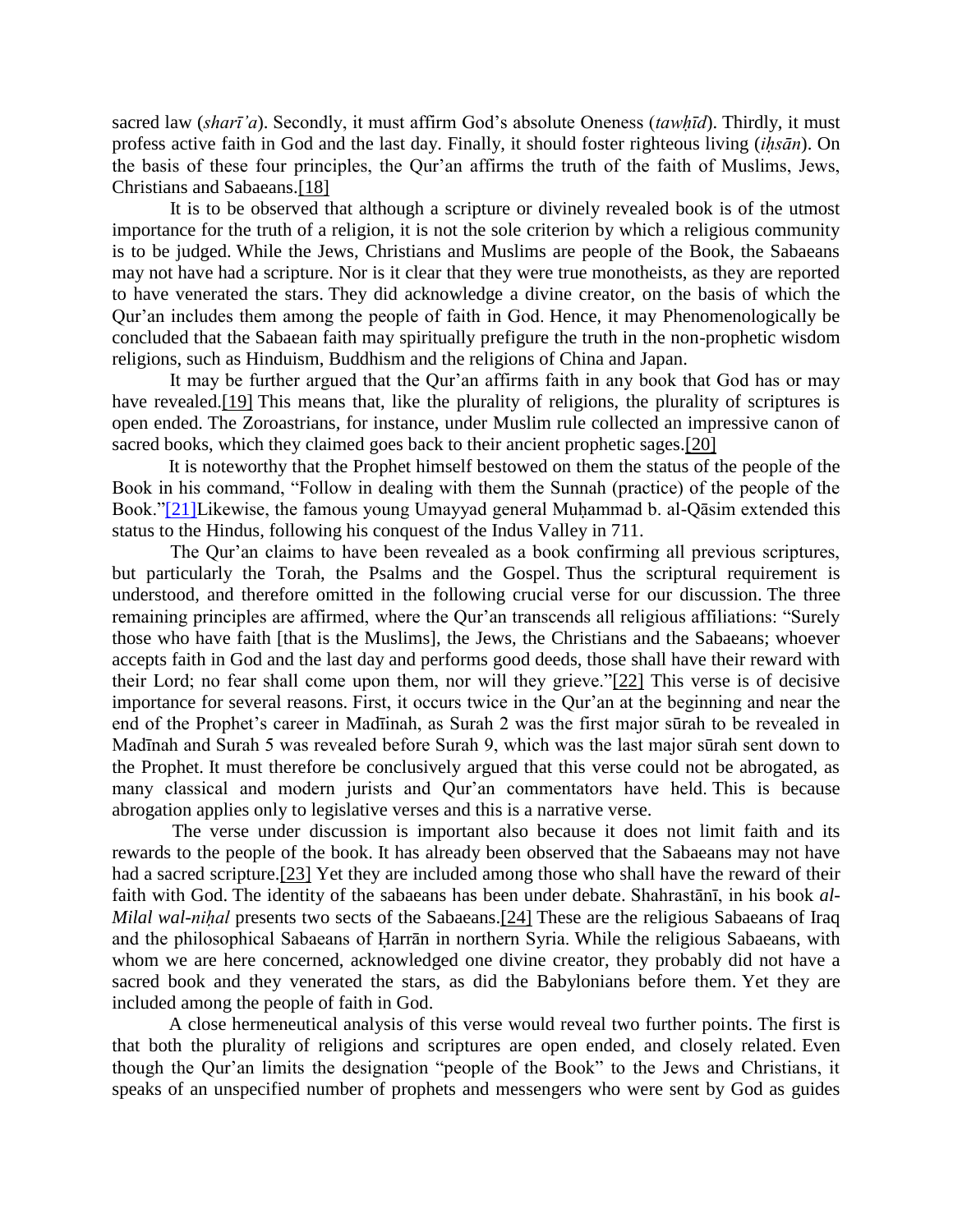sacred law (*sharī'a*). Secondly, it must affirm God's absolute Oneness (*tawḥīd*). Thirdly, it must profess active faith in God and the last day. Finally, it should foster righteous living (*iḥsān*). On the basis of these four principles, the Qur'an affirms the truth of the faith of Muslims, Jews, Christians and Sabaeans.[18]

It is to be observed that although a scripture or divinely revealed book is of the utmost importance for the truth of a religion, it is not the sole criterion by which a religious community is to be judged. While the Jews, Christians and Muslims are people of the Book, the Sabaeans may not have had a scripture. Nor is it clear that they were true monotheists, as they are reported to have venerated the stars. They did acknowledge a divine creator, on the basis of which the Qur'an includes them among the people of faith in God. Hence, it may Phenomenologically be concluded that the Sabaean faith may spiritually prefigure the truth in the non-prophetic wisdom religions, such as Hinduism, Buddhism and the religions of China and Japan.

It may be further argued that the Qur'an affirms faith in any book that God has or may have revealed.[19] This means that, like the plurality of religions, the plurality of scriptures is open ended. The Zoroastrians, for instance, under Muslim rule collected an impressive canon of sacred books, which they claimed goes back to their ancient prophetic sages.[20]

It is noteworthy that the Prophet himself bestowed on them the status of the people of the Book in his command, "Follow in dealing with them the Sunnah (practice) of the people of the Book."[21]Likewise, the famous young Umayyad general Muḥammad b. al-Qāsim extended this status to the Hindus, following his conquest of the Indus Valley in 711.

The Qur'an claims to have been revealed as a book confirming all previous scriptures, but particularly the Torah, the Psalms and the Gospel. Thus the scriptural requirement is understood, and therefore omitted in the following crucial verse for our discussion. The three remaining principles are affirmed, where the Qur'an transcends all religious affiliations: "Surely those who have faith [that is the Muslims], the Jews, the Christians and the Sabaeans; whoever accepts faith in God and the last day and performs good deeds, those shall have their reward with their Lord; no fear shall come upon them, nor will they grieve."[22] This verse is of decisive importance for several reasons. First, it occurs twice in the Qur'an at the beginning and near the end of the Prophet's career in Madīnah, as Surah 2 was the first major sūrah to be revealed in Madīnah and Surah 5 was revealed before Surah 9, which was the last major sūrah sent down to the Prophet. It must therefore be conclusively argued that this verse could not be abrogated, as many classical and modern jurists and Qur'an commentators have held. This is because abrogation applies only to legislative verses and this is a narrative verse.

The verse under discussion is important also because it does not limit faith and its rewards to the people of the book. It has already been observed that the Sabaeans may not have had a sacred scripture.[23] Yet they are included among those who shall have the reward of their faith with God. The identity of the sabaeans has been under debate. Shahrastānī, in his book *al-Milal wal-niḥal* presents two sects of the Sabaeans.[24] These are the religious Sabaeans of Iraq and the philosophical Sabaeans of Ḥarrān in northern Syria. While the religious Sabaeans, with whom we are here concerned, acknowledged one divine creator, they probably did not have a sacred book and they venerated the stars, as did the Babylonians before them. Yet they are included among the people of faith in God.

A close hermeneutical analysis of this verse would reveal two further points. The first is that both the plurality of religions and scriptures are open ended, and closely related. Even though the Qur'an limits the designation "people of the Book" to the Jews and Christians, it speaks of an unspecified number of prophets and messengers who were sent by God as guides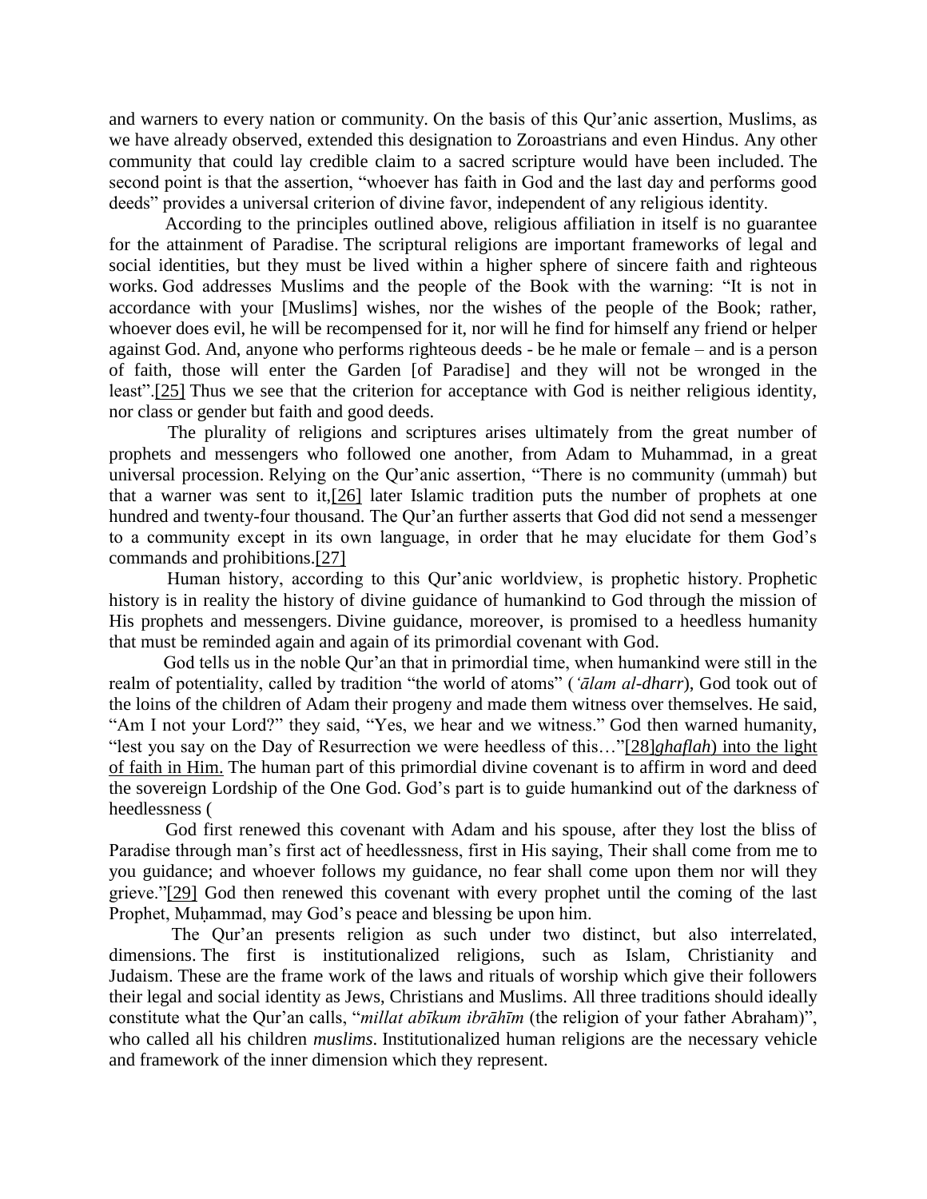and warners to every nation or community. On the basis of this Qur'anic assertion, Muslims, as we have already observed, extended this designation to Zoroastrians and even Hindus. Any other community that could lay credible claim to a sacred scripture would have been included. The second point is that the assertion, "whoever has faith in God and the last day and performs good deeds" provides a universal criterion of divine favor, independent of any religious identity.

According to the principles outlined above, religious affiliation in itself is no guarantee for the attainment of Paradise. The scriptural religions are important frameworks of legal and social identities, but they must be lived within a higher sphere of sincere faith and righteous works. God addresses Muslims and the people of the Book with the warning: "It is not in accordance with your [Muslims] wishes, nor the wishes of the people of the Book; rather, whoever does evil, he will be recompensed for it, nor will he find for himself any friend or helper against God. And, anyone who performs righteous deeds - be he male or female – and is a person of faith, those will enter the Garden [of Paradise] and they will not be wronged in the least".[25] Thus we see that the criterion for acceptance with God is neither religious identity, nor class or gender but faith and good deeds.

The plurality of religions and scriptures arises ultimately from the great number of prophets and messengers who followed one another, from Adam to Muhammad, in a great universal procession. Relying on the Qur'anic assertion, "There is no community (ummah) but that a warner was sent to it,[26] later Islamic tradition puts the number of prophets at one hundred and twenty-four thousand. The Qur'an further asserts that God did not send a messenger to a community except in its own language, in order that he may elucidate for them God's commands and prohibitions.[27]

Human history, according to this Qur'anic worldview, is prophetic history. Prophetic history is in reality the history of divine guidance of humankind to God through the mission of His prophets and messengers. Divine guidance, moreover, is promised to a heedless humanity that must be reminded again and again of its primordial covenant with God.

God tells us in the noble Qur'an that in primordial time, when humankind were still in the realm of potentiality, called by tradition "the world of atoms" (*'ālam al-dharr*), God took out of the loins of the children of Adam their progeny and made them witness over themselves. He said, "Am I not your Lord?" they said, "Yes, we hear and we witness." God then warned humanity, "lest you say on the Day of Resurrection we were heedless of this…"[28]*ghaflah*) into the light of faith in Him. The human part of this primordial divine covenant is to affirm in word and deed the sovereign Lordship of the One God. God's part is to guide humankind out of the darkness of heedlessness (

God first renewed this covenant with Adam and his spouse, after they lost the bliss of Paradise through man's first act of heedlessness, first in His saying, Their shall come from me to you guidance; and whoever follows my guidance, no fear shall come upon them nor will they grieve."[29] God then renewed this covenant with every prophet until the coming of the last Prophet, Muḥammad, may God's peace and blessing be upon him.

The Qur'an presents religion as such under two distinct, but also interrelated, dimensions. The first is institutionalized religions, such as Islam, Christianity and Judaism. These are the frame work of the laws and rituals of worship which give their followers their legal and social identity as Jews, Christians and Muslims. All three traditions should ideally constitute what the Qur'an calls, "*millat abīkum ibrāhīm* (the religion of your father Abraham)", who called all his children *muslims*. Institutionalized human religions are the necessary vehicle and framework of the inner dimension which they represent.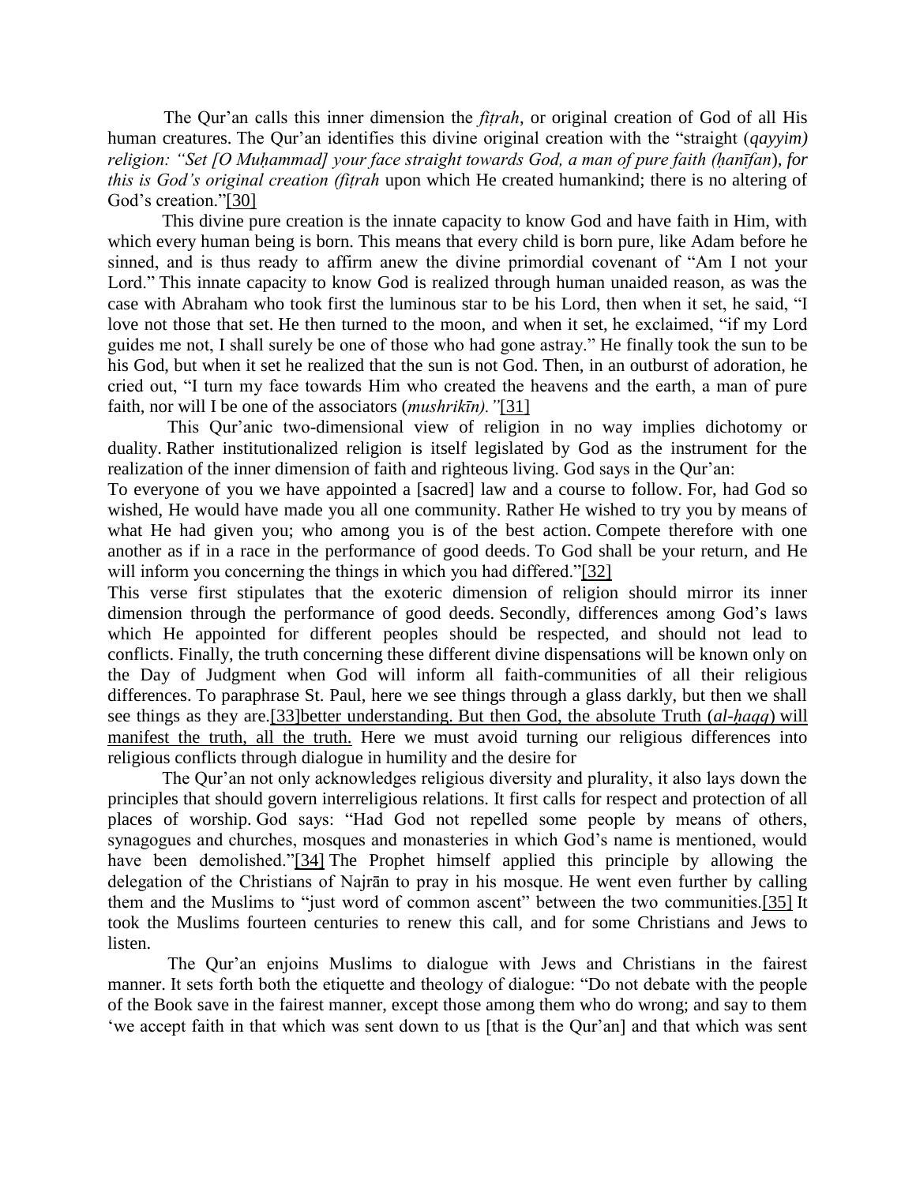The Qur'an calls this inner dimension the *fiṭrah*, or original creation of God of all His human creatures. The Qur'an identifies this divine original creation with the "straight (*qayyim) religion: "Set [O Muḥammad] your face straight towards God, a man of pure faith (ḥanīfan*), *for this is God's original creation (fiṭrah* upon which He created humankind; there is no altering of God's creation."[30]

This divine pure creation is the innate capacity to know God and have faith in Him, with which every human being is born. This means that every child is born pure, like Adam before he sinned, and is thus ready to affirm anew the divine primordial covenant of "Am I not your Lord." This innate capacity to know God is realized through human unaided reason, as was the case with Abraham who took first the luminous star to be his Lord, then when it set, he said, "I love not those that set. He then turned to the moon, and when it set, he exclaimed, "if my Lord guides me not, I shall surely be one of those who had gone astray." He finally took the sun to be his God, but when it set he realized that the sun is not God. Then, in an outburst of adoration, he cried out, "I turn my face towards Him who created the heavens and the earth, a man of pure faith, nor will I be one of the associators (*mushrikīn)."*[31]

This Qur'anic two-dimensional view of religion in no way implies dichotomy or duality. Rather institutionalized religion is itself legislated by God as the instrument for the realization of the inner dimension of faith and righteous living. God says in the Qur'an:

To everyone of you we have appointed a [sacred] law and a course to follow. For, had God so wished, He would have made you all one community. Rather He wished to try you by means of what He had given you; who among you is of the best action. Compete therefore with one another as if in a race in the performance of good deeds. To God shall be your return, and He will inform you concerning the things in which you had differed."[32]

This verse first stipulates that the exoteric dimension of religion should mirror its inner dimension through the performance of good deeds. Secondly, differences among God's laws which He appointed for different peoples should be respected, and should not lead to conflicts. Finally, the truth concerning these different divine dispensations will be known only on the Day of Judgment when God will inform all faith-communities of all their religious differences. To paraphrase St. Paul, here we see things through a glass darkly, but then we shall see things as they are.[33]better understanding. But then God, the absolute Truth (*al-ḥaqq*) will manifest the truth, all the truth. Here we must avoid turning our religious differences into religious conflicts through dialogue in humility and the desire for

The Qur'an not only acknowledges religious diversity and plurality, it also lays down the principles that should govern interreligious relations. It first calls for respect and protection of all places of worship. God says: "Had God not repelled some people by means of others, synagogues and churches, mosques and monasteries in which God's name is mentioned, would have been demolished."[34] The Prophet himself applied this principle by allowing the delegation of the Christians of Najrān to pray in his mosque. He went even further by calling them and the Muslims to "just word of common ascent" between the two communities.[35] It took the Muslims fourteen centuries to renew this call, and for some Christians and Jews to listen.

The Qur'an enjoins Muslims to dialogue with Jews and Christians in the fairest manner. It sets forth both the etiquette and theology of dialogue: "Do not debate with the people of the Book save in the fairest manner, except those among them who do wrong; and say to them 'we accept faith in that which was sent down to us [that is the Qur'an] and that which was sent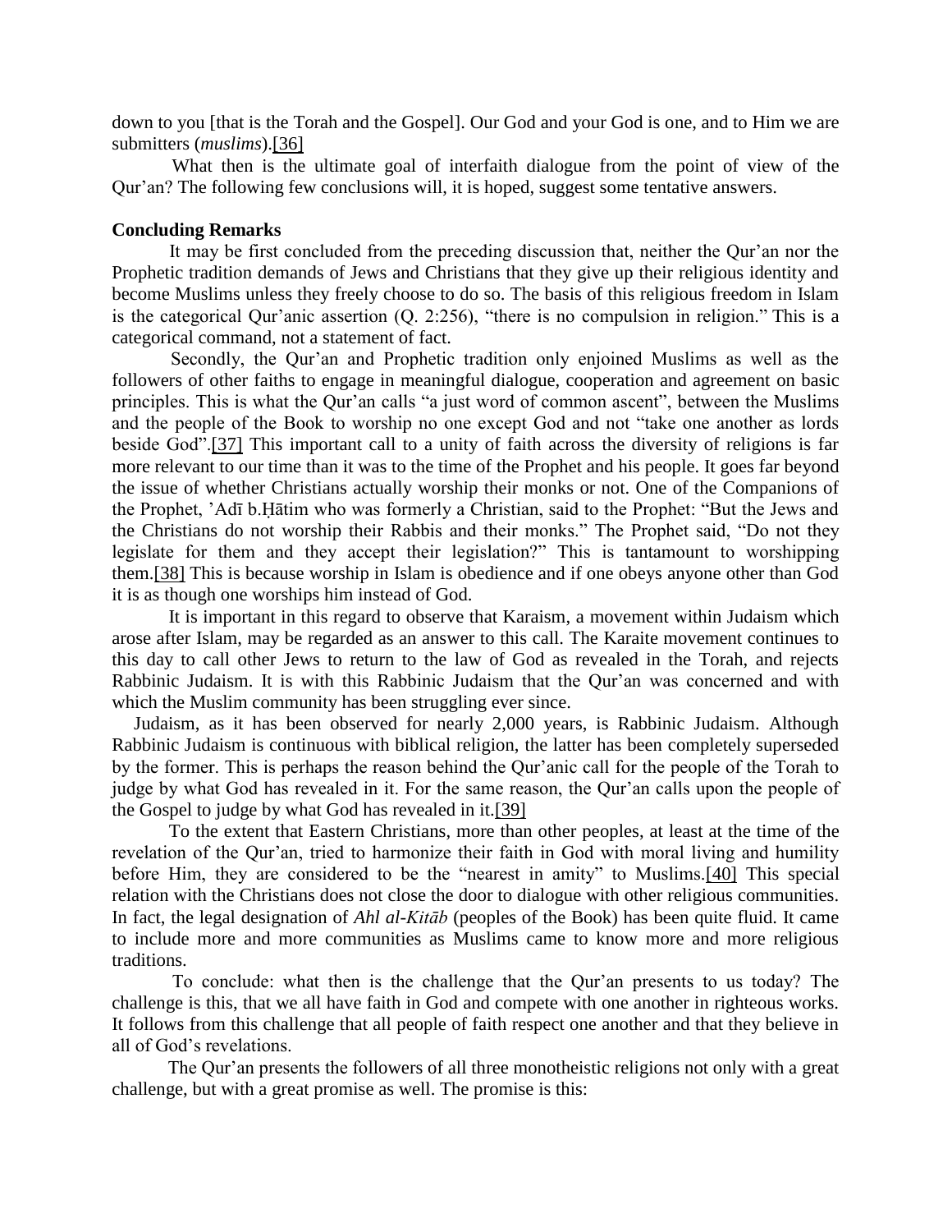down to you [that is the Torah and the Gospel]. Our God and your God is one, and to Him we are submitters (*muslims*).[36]

What then is the ultimate goal of interfaith dialogue from the point of view of the Qur'an? The following few conclusions will, it is hoped, suggest some tentative answers.

**Concluding Remarks**

It may be first concluded from the preceding discussion that, neither the Qur'an nor the Prophetic tradition demands of Jews and Christians that they give up their religious identity and become Muslims unless they freely choose to do so. The basis of this religious freedom in Islam is the categorical Qur'anic assertion (Q. 2:256), "there is no compulsion in religion." This is a categorical command, not a statement of fact.

Secondly, the Qur'an and Prophetic tradition only enjoined Muslims as well as the followers of other faiths to engage in meaningful dialogue, cooperation and agreement on basic principles. This is what the Qur'an calls "a just word of common ascent", between the Muslims and the people of the Book to worship no one except God and not "take one another as lords beside God".[37] This important call to a unity of faith across the diversity of religions is far more relevant to our time than it was to the time of the Prophet and his people. It goes far beyond the issue of whether Christians actually worship their monks or not. One of the Companions of the Prophet, 'Adī b.Ḥātim who was formerly a Christian, said to the Prophet: "But the Jews and the Christians do not worship their Rabbis and their monks." The Prophet said, "Do not they legislate for them and they accept their legislation?" This is tantamount to worshipping them.[38] This is because worship in Islam is obedience and if one obeys anyone other than God it is as though one worships him instead of God.

It is important in this regard to observe that Karaism, a movement within Judaism which arose after Islam, may be regarded as an answer to this call. The Karaite movement continues to this day to call other Jews to return to the law of God as revealed in the Torah, and rejects Rabbinic Judaism. It is with this Rabbinic Judaism that the Qur'an was concerned and with which the Muslim community has been struggling ever since.

Judaism, as it has been observed for nearly 2,000 years, is Rabbinic Judaism. Although Rabbinic Judaism is continuous with biblical religion, the latter has been completely superseded by the former. This is perhaps the reason behind the Qur'anic call for the people of the Torah to judge by what God has revealed in it. For the same reason, the Qur'an calls upon the people of the Gospel to judge by what God has revealed in it.[39]

To the extent that Eastern Christians, more than other peoples, at least at the time of the revelation of the Qur'an, tried to harmonize their faith in God with moral living and humility before Him, they are considered to be the "nearest in amity" to Muslims.[40] This special relation with the Christians does not close the door to dialogue with other religious communities. In fact, the legal designation of *Ahl al-Kitāb* (peoples of the Book) has been quite fluid. It came to include more and more communities as Muslims came to know more and more religious traditions.

To conclude: what then is the challenge that the Qur'an presents to us today? The challenge is this, that we all have faith in God and compete with one another in righteous works. It follows from this challenge that all people of faith respect one another and that they believe in all of God's revelations.

The Qur'an presents the followers of all three monotheistic religions not only with a great challenge, but with a great promise as well. The promise is this: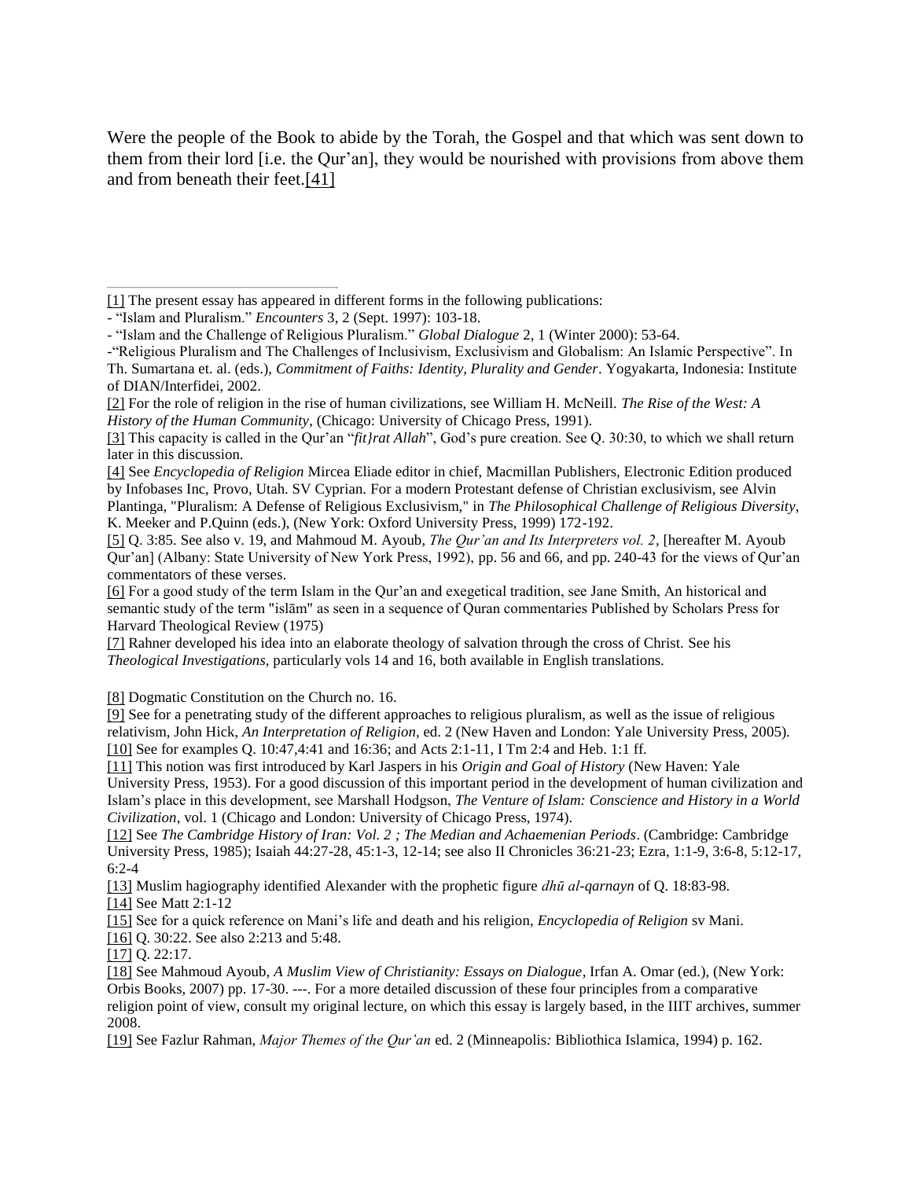Were the people of the Book to abide by the Torah, the Gospel and that which was sent down to them from their lord [i.e. the Qur'an], they would be nourished with provisions from above them and from beneath their feet.[41]

---

[1] The present essay has appeared in different forms in the following publications:

- "Islam and Pluralism." *Encounters* 3, 2 (Sept. 1997): 103-18.
- "Islam and the Challenge of Religious Pluralism." *Global Dialogue* 2, 1 (Winter 2000): 53-64.
- "Religious Pluralism and The Challenges of Inclusivism, Exclusivism and Globalism: An Islamic Perspective". In Th. Sumartana et. al. (eds.), *Commitment of Faiths: Identity, Plurality and Gender*. Yogyakarta, Indonesia: Institute of DIAN/Interfidei, 2002.

[2] For the role of religion in the rise of human civilizations, see William H. McNeill. *The Rise of the West: A History of the Human Community*, (Chicago: University of Chicago Press, 1991).

[3] This capacity is called in the Qur'an "*fit}rat Allah*", God's pure creation. See Q. 30:30, to which we shall return later in this discussion.

[4] See *Encyclopedia of Religion* Mircea Eliade editor in chief, Macmillan Publishers, Electronic Edition produced by Infobases Inc, Provo, Utah. SV Cyprian. For a modern Protestant defense of Christian exclusivism, see Alvin Plantinga, "Pluralism: A Defense of Religious Exclusivism," in *The Philosophical Challenge of Religious Diversity*, K. Meeker and P.Quinn (eds.), (New York: Oxford University Press, 1999) 172-192.

[5] Q. 3:85. See also v. 19, and Mahmoud M. Ayoub, *The Qur'an and Its Interpreters vol. 2*, [hereafter M. Ayoub Qur'an] (Albany: State University of New York Press, 1992), pp. 56 and 66, and pp. 240-43 for the views of Qur'an commentators of these verses.

[6] For a good study of the term Islam in the Qur'an and exegetical tradition, see Jane Smith, An historical and semantic study of the term "islām" as seen in a sequence of Quran commentaries Published by Scholars Press for Harvard Theological Review (1975)

[7] Rahner developed his idea into an elaborate theology of salvation through the cross of Christ. See his *Theological Investigations*, particularly vols 14 and 16, both available in English translations.

[8] Dogmatic Constitution on the Church no. 16.

[9] See for a penetrating study of the different approaches to religious pluralism, as well as the issue of religious relativism, John Hick, *An Interpretation of Religion*, ed. 2 (New Haven and London: Yale University Press, 2005).

[10] See for examples Q. 10:47,4:41 and 16:36; and Acts 2:1-11, I Tm 2:4 and Heb. 1:1 ff.

[11] This notion was first introduced by Karl Jaspers in his *Origin and Goal of History* (New Haven: Yale University Press, 1953). For a good discussion of this important period in the development of human civilization and Islam's place in this development, see Marshall Hodgson, *The Venture of Islam: Conscience and History in a World Civilization*, vol. 1 (Chicago and London: University of Chicago Press, 1974).

[12] See *The Cambridge History of Iran: Vol. 2 ; The Median and Achaemenian Periods*. (Cambridge: Cambridge University Press, 1985); Isaiah 44:27-28, 45:1-3, 12-14; see also II Chronicles 36:21-23; Ezra, 1:1-9, 3:6-8, 5:12-17, 6:2-4

[13] Muslim hagiography identified Alexander with the prophetic figure *dhū al-qarnayn* of Q. 18:83-98.

[14] See Matt 2:1-12

[15] See for a quick reference on Mani's life and death and his religion, *Encyclopedia of Religion* sv Mani.

[16] Q. 30:22. See also 2:213 and 5:48.

[17] Q. 22:17.

[18] See Mahmoud Ayoub, *A Muslim View of Christianity: Essays on Dialogue*, Irfan A. Omar (ed.), (New York: Orbis Books, 2007) pp. 17-30. ---. For a more detailed discussion of these four principles from a comparative religion point of view, consult my original lecture, on which this essay is largely based, in the IIIT archives, summer 2008.

[19] See Fazlur Rahman, *Major Themes of the Qur'an* ed. 2 (Minneapolis*:* Bibliothica Islamica, 1994) p. 162.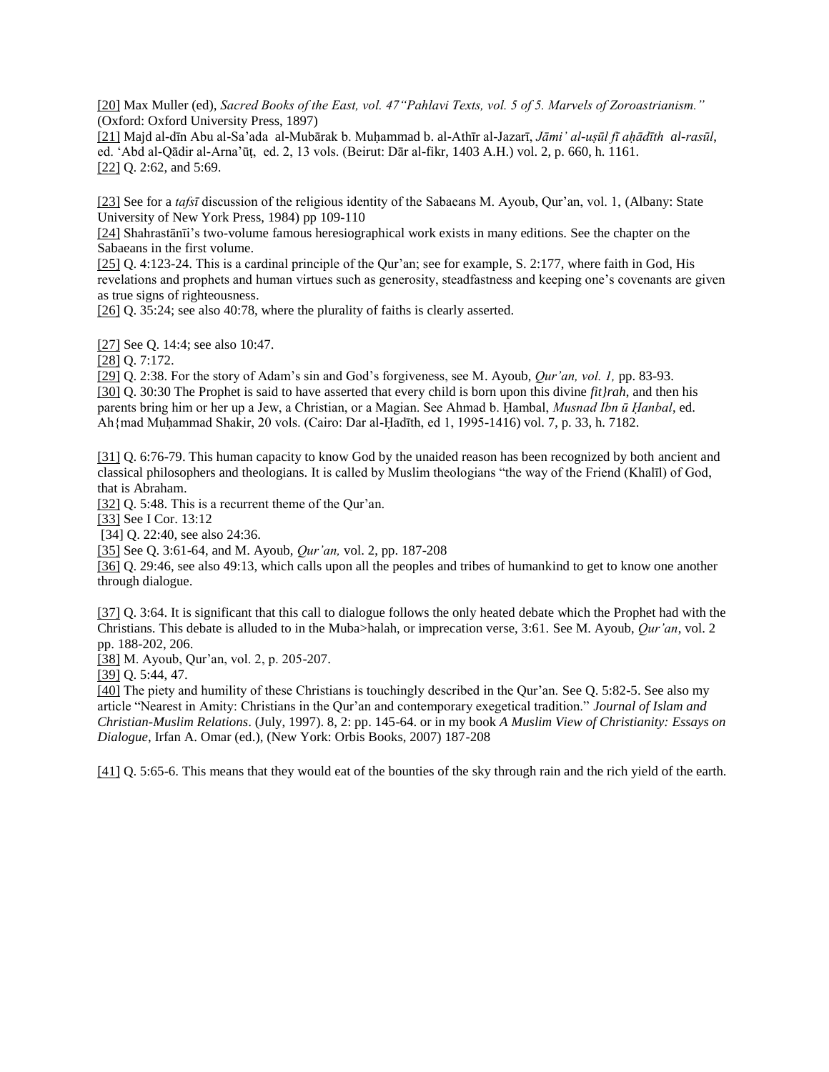[20] Max Muller (ed), *Sacred Books of the East, vol. 47"Pahlavi Texts, vol. 5 of 5. Marvels of Zoroastrianism."* (Oxford: Oxford University Press, 1897)

[21] Majd al-dīn Abu al-Sa'ada al-Mubārak b. Muḥammad b. al-Athīr al-Jazarī, *Jāmi' al-uṣūl fī aḥādīth al-rasūl*, ed. 'Abd al-Qādir al-Arna'ūṭ, ed. 2, 13 vols. (Beirut: Dār al-fikr, 1403 A.H.) vol. 2, p. 660, h. 1161.

[22] Q. 2:62, and 5:69.

[23] See for a *tafsī* discussion of the religious identity of the Sabaeans M. Ayoub, Qur'an, vol. 1, (Albany: State University of New York Press, 1984) pp 109-110

[24] Shahrastānīi's two-volume famous heresiographical work exists in many editions. See the chapter on the Sabaeans in the first volume.

[25] Q. 4:123-24. This is a cardinal principle of the Qur'an; see for example, S. 2:177, where faith in God, His revelations and prophets and human virtues such as generosity, steadfastness and keeping one's covenants are given as true signs of righteousness.

[26] Q. 35:24; see also 40:78, where the plurality of faiths is clearly asserted.

[27] See Q. 14:4; see also 10:47.

[28] Q. 7:172.

[29] Q. 2:38. For the story of Adam's sin and God's forgiveness, see M. Ayoub, *Qur'an, vol. 1,* pp. 83-93.

[30] Q. 30:30 The Prophet is said to have asserted that every child is born upon this divine *fit}rah*, and then his parents bring him or her up a Jew, a Christian, or a Magian. See Ahmad b. Ḥambal, *Musnad Ibn ū Ḥanbal*, ed. Ah{mad Muḥammad Shakir, 20 vols. (Cairo: Dar al-Ḥadīth, ed 1, 1995-1416) vol. 7, p. 33, h. 7182.

[31] Q. 6:76-79. This human capacity to know God by the unaided reason has been recognized by both ancient and classical philosophers and theologians. It is called by Muslim theologians "the way of the Friend (Khalīl) of God, that is Abraham.

[32] Q. 5:48. This is a recurrent theme of the Qur'an.

[33] See I Cor. 13:12

[34] Q. 22:40, see also 24:36.

[35] See Q. 3:61-64, and M. Ayoub, *Qur'an,* vol. 2, pp. 187-208

[36] Q. 29:46, see also 49:13, which calls upon all the peoples and tribes of humankind to get to know one another through dialogue.

[37] Q. 3:64. It is significant that this call to dialogue follows the only heated debate which the Prophet had with the Christians. This debate is alluded to in the Muba>halah, or imprecation verse, 3:61. See M. Ayoub, *Qur'an*, vol. 2 pp. 188-202, 206.

[38] M. Ayoub, Qur'an, vol. 2, p. 205-207.

[39] Q. 5:44, 47.

[40] The piety and humility of these Christians is touchingly described in the Qur'an. See Q. 5:82-5. See also my article "Nearest in Amity: Christians in the Qur'an and contemporary exegetical tradition." *Journal of Islam and Christian-Muslim Relations*. (July, 1997). 8, 2: pp. 145-64. or in my book *A Muslim View of Christianity: Essays on Dialogue*, Irfan A. Omar (ed.), (New York: Orbis Books, 2007) 187-208

[41] Q. 5:65-6. This means that they would eat of the bounties of the sky through rain and the rich yield of the earth.